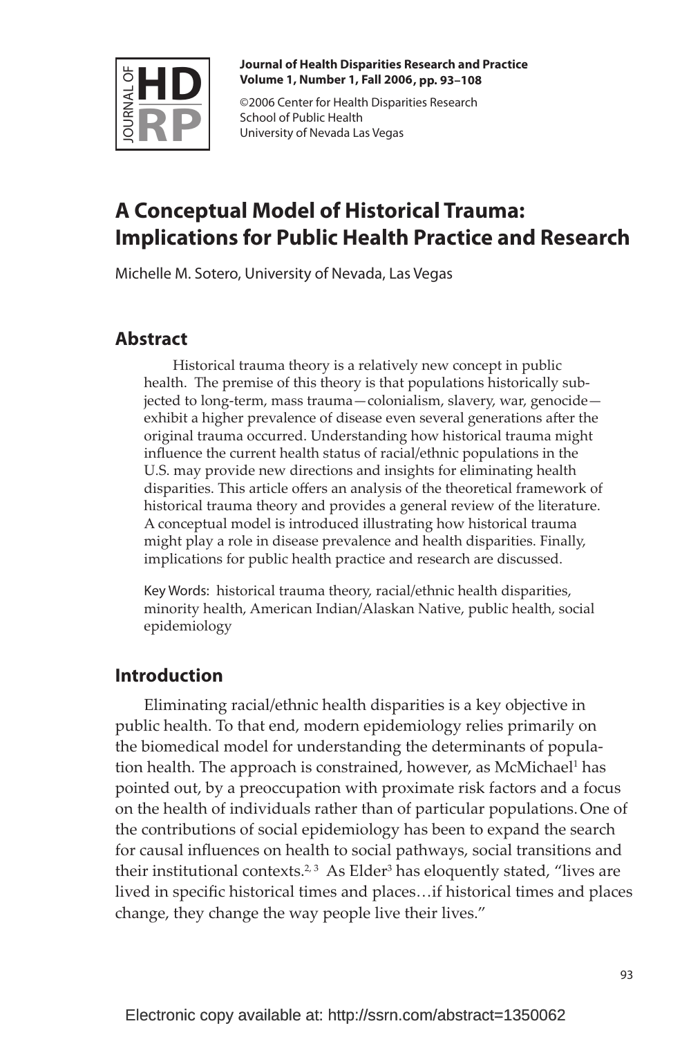# A Conceptual Model of Historical Trauma: Implications for Public Health Practice and Research

Michelle M. Sotero, University of Nevada, Las Vegas

## Abstract

Historical trauma theory is a relatively new concept in public health. The premise of this theory is that populations historically subjected to long-term, mass trauma—colonialism, slavery, war, genocide—exhibit a higher prevalence of disease even several generations after the original trauma occurred. Understanding how historical trauma might influence the current health status of racial/ethnic populations in the U.S. may provide new directions and insights for eliminating health disparities. This article offers an analysis of the theoretical framework of historical trauma theory and provides a general review of the literature. A conceptual model is introduced illustrating how historical trauma might play a role in disease prevalence and health disparities. Finally, implications for public health practice and research are discussed.

Key Words: historical trauma theory, racial/ethnic health disparities, minority health, American Indian/Alaskan Native, public health, social epidemiology

## Introduction

Eliminating racial/ethnic health disparities is a key objective in public health. To that end, modern epidemiology relies primarily on the biomedical model for understanding the determinants of population health. The approach is constrained, however, as McMichael[1] has pointed out, by a preoccupation with proximate risk factors and a focus on the health of individuals rather than of particular populations. One of the contributions of social epidemiology has been to expand the search for causal influences on health to social pathways, social transitions and their institutional contexts.[2, 3] As Elder[3] has eloquently stated, "lives are lived in specific historical times and places…if historical times and places change, they change the way people live their lives."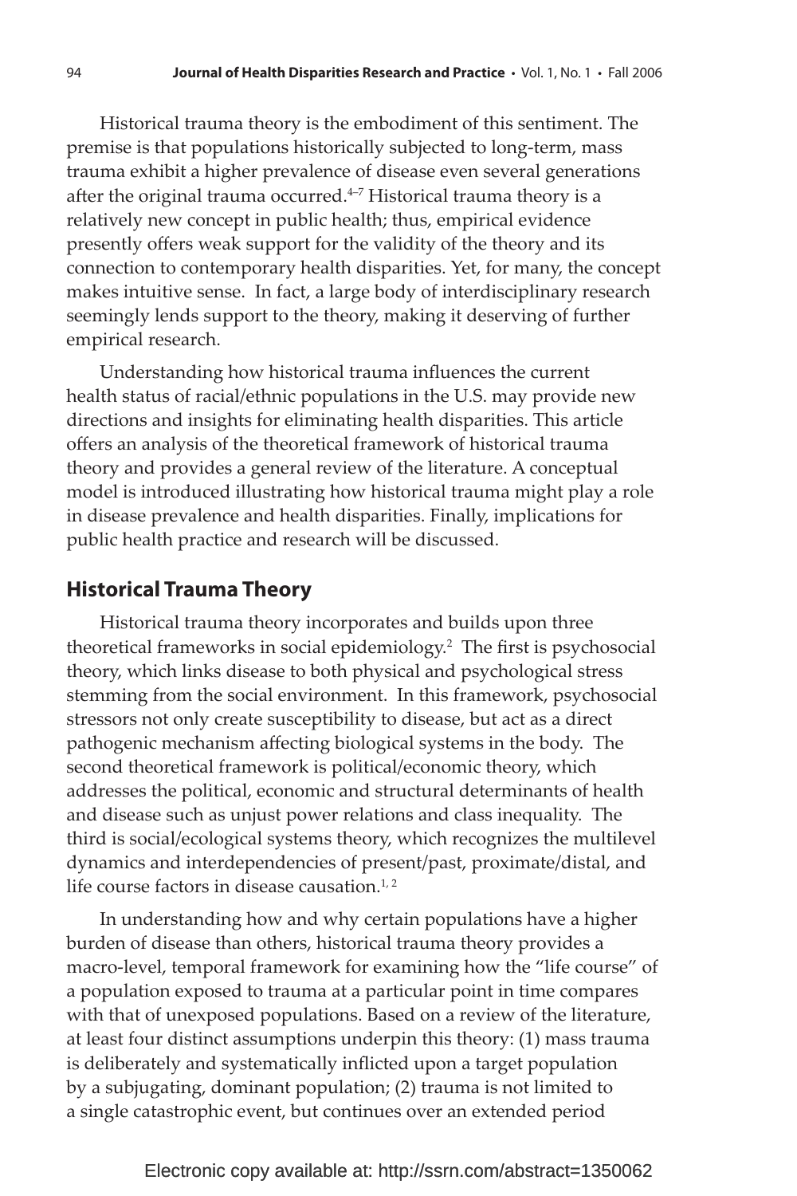Historical trauma theory is the embodiment of this sentiment. The premise is that populations historically subjected to long-term, mass trauma exhibit a higher prevalence of disease even several generations after the original trauma occurred.[4–7] Historical trauma theory is a relatively new concept in public health; thus, empirical evidence presently offers weak support for the validity of the theory and its connection to contemporary health disparities. Yet, for many, the concept makes intuitive sense. In fact, a large body of interdisciplinary research seemingly lends support to the theory, making it deserving of further empirical research.

Understanding how historical trauma influences the current health status of racial/ethnic populations in the U.S. may provide new directions and insights for eliminating health disparities. This article offers an analysis of the theoretical framework of historical trauma theory and provides a general review of the literature. A conceptual model is introduced illustrating how historical trauma might play a role in disease prevalence and health disparities. Finally, implications for public health practice and research will be discussed.

## Historical Trauma Theory

Historical trauma theory incorporates and builds upon three theoretical frameworks in social epidemiology.[2] The first is psychosocial theory, which links disease to both physical and psychological stress stemming from the social environment. In this framework, psychosocial stressors not only create susceptibility to disease, but act as a direct pathogenic mechanism affecting biological systems in the body. The second theoretical framework is political/economic theory, which addresses the political, economic and structural determinants of health and disease such as unjust power relations and class inequality. The third is social/ecological systems theory, which recognizes the multilevel dynamics and interdependencies of present/past, proximate/distal, and life course factors in disease causation.[1, 2]

In understanding how and why certain populations have a higher burden of disease than others, historical trauma theory provides a macro-level, temporal framework for examining how the "life course" of a population exposed to trauma at a particular point in time compares with that of unexposed populations. Based on a review of the literature, at least four distinct assumptions underpin this theory: (1) mass trauma is deliberately and systematically inflicted upon a target population by a subjugating, dominant population; (2) trauma is not limited to a single catastrophic event, but continues over an extended period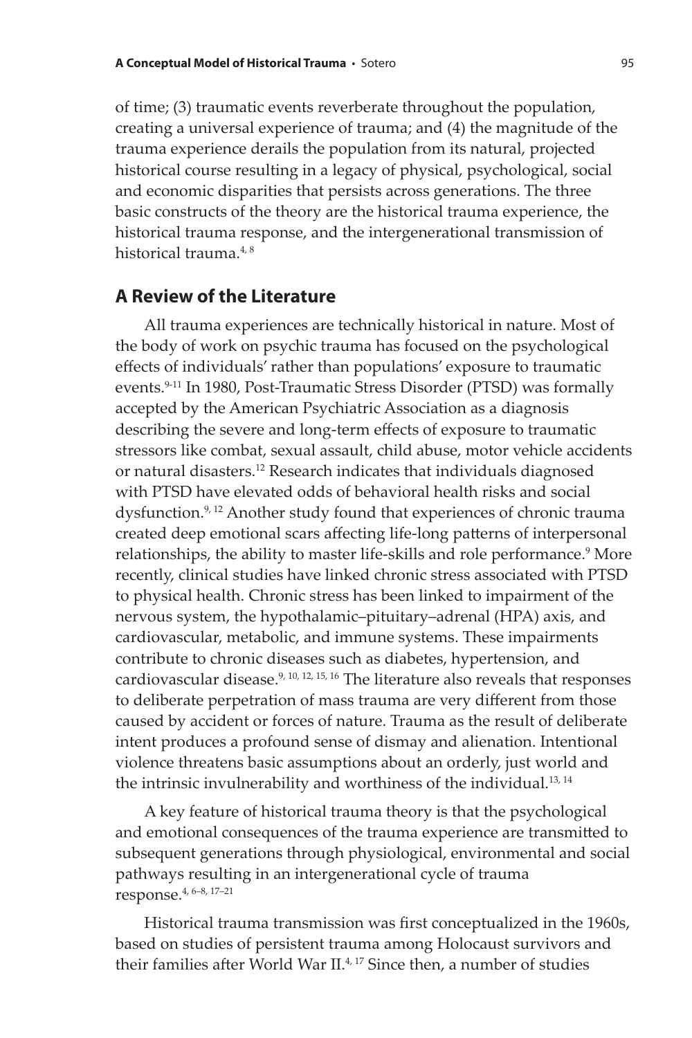of time; (3) traumatic events reverberate throughout the population, creating a universal experience of trauma; and (4) the magnitude of the trauma experience derails the population from its natural, projected historical course resulting in a legacy of physical, psychological, social and economic disparities that persists across generations. The three basic constructs of the theory are the historical trauma experience, the historical trauma response, and the intergenerational transmission of historical trauma.[4, 8]

## A Review of the Literature

All trauma experiences are technically historical in nature. Most of the body of work on psychic trauma has focused on the psychological effects of individuals' rather than populations' exposure to traumatic events.[9-11] In 1980, Post-Traumatic Stress Disorder (PTSD) was formally accepted by the American Psychiatric Association as a diagnosis describing the severe and long-term effects of exposure to traumatic stressors like combat, sexual assault, child abuse, motor vehicle accidents or natural disasters.[12] Research indicates that individuals diagnosed with PTSD have elevated odds of behavioral health risks and social dysfunction.[9, 12] Another study found that experiences of chronic trauma created deep emotional scars affecting life-long patterns of interpersonal relationships, the ability to master life-skills and role performance.[9] More recently, clinical studies have linked chronic stress associated with PTSD to physical health. Chronic stress has been linked to impairment of the nervous system, the hypothalamic–pituitary–adrenal (HPA) axis, and cardiovascular, metabolic, and immune systems. These impairments contribute to chronic diseases such as diabetes, hypertension, and cardiovascular disease.[9, 10, 12, 15, 16] The literature also reveals that responses to deliberate perpetration of mass trauma are very different from those caused by accident or forces of nature. Trauma as the result of deliberate intent produces a profound sense of dismay and alienation. Intentional violence threatens basic assumptions about an orderly, just world and the intrinsic invulnerability and worthiness of the individual.[13, 14]

A key feature of historical trauma theory is that the psychological and emotional consequences of the trauma experience are transmitted to subsequent generations through physiological, environmental and social pathways resulting in an intergenerational cycle of trauma response.[4, 6–8, 17–21]

Historical trauma transmission was first conceptualized in the 1960s, based on studies of persistent trauma among Holocaust survivors and their families after World War II.[4, 17] Since then, a number of studies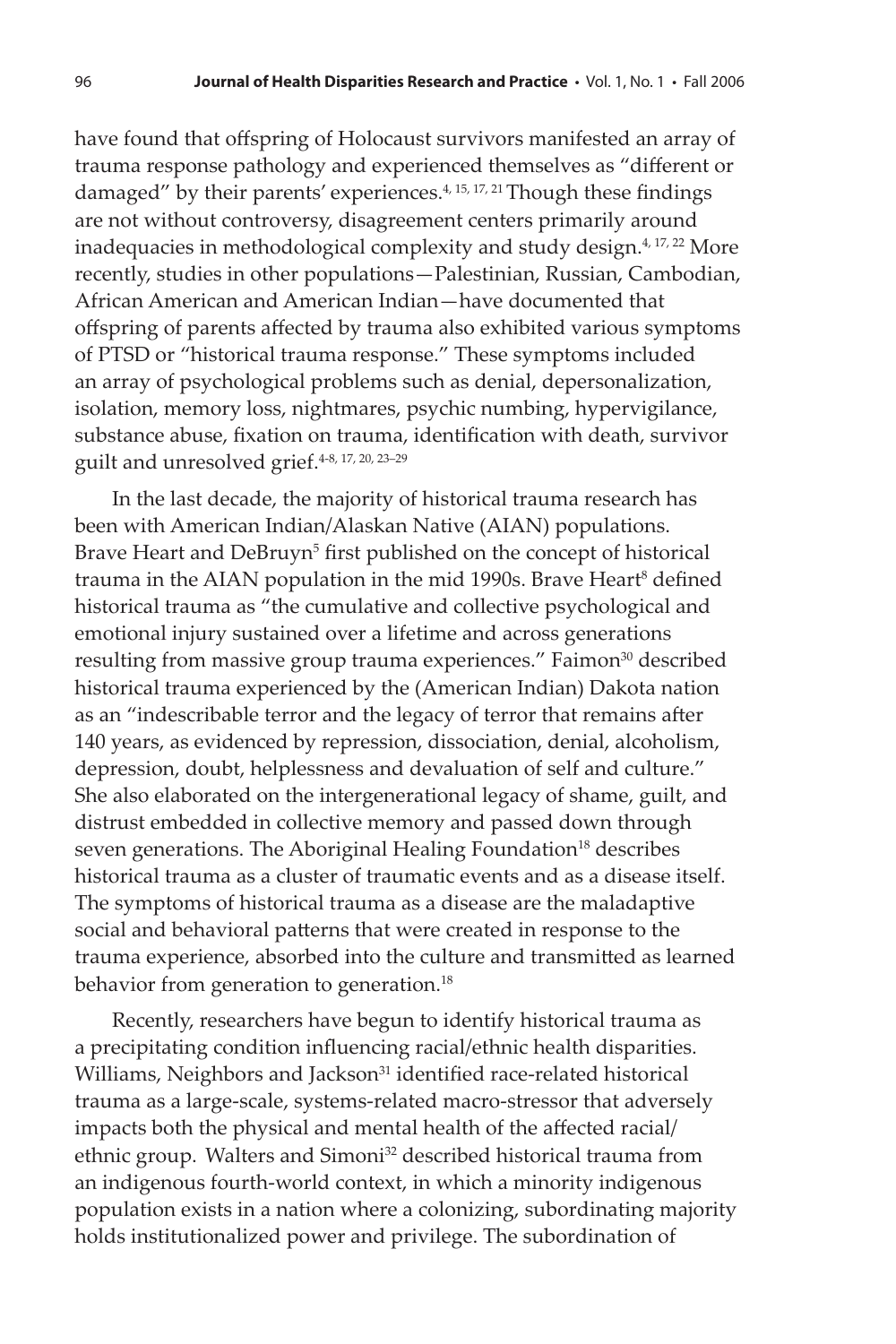have found that offspring of Holocaust survivors manifested an array of trauma response pathology and experienced themselves as "different or damaged" by their parents' experiences.[4, 15, 17, 21] Though these findings are not without controversy, disagreement centers primarily around inadequacies in methodological complexity and study design.[4, 17, 22] More recently, studies in other populations—Palestinian, Russian, Cambodian, African American and American Indian—have documented that offspring of parents affected by trauma also exhibited various symptoms of PTSD or "historical trauma response." These symptoms included an array of psychological problems such as denial, depersonalization, isolation, memory loss, nightmares, psychic numbing, hypervigilance, substance abuse, fixation on trauma, identification with death, survivor guilt and unresolved grief.[4-8, 17, 20, 23–29]

In the last decade, the majority of historical trauma research has been with American Indian/Alaskan Native (AIAN) populations. Brave Heart and DeBruyn[5] first published on the concept of historical trauma in the AIAN population in the mid 1990s. Brave Heart[8] defined historical trauma as "the cumulative and collective psychological and emotional injury sustained over a lifetime and across generations resulting from massive group trauma experiences." Faimon[30] described historical trauma experienced by the (American Indian) Dakota nation as an "indescribable terror and the legacy of terror that remains after 140 years, as evidenced by repression, dissociation, denial, alcoholism, depression, doubt, helplessness and devaluation of self and culture." She also elaborated on the intergenerational legacy of shame, guilt, and distrust embedded in collective memory and passed down through seven generations. The Aboriginal Healing Foundation[18] describes historical trauma as a cluster of traumatic events and as a disease itself. The symptoms of historical trauma as a disease are the maladaptive social and behavioral patterns that were created in response to the trauma experience, absorbed into the culture and transmitted as learned behavior from generation to generation.[18]

Recently, researchers have begun to identify historical trauma as a precipitating condition influencing racial/ethnic health disparities. Williams, Neighbors and Jackson[31] identified race-related historical trauma as a large-scale, systems-related macro-stressor that adversely impacts both the physical and mental health of the affected racial/ethnic group. Walters and Simoni[32] described historical trauma from an indigenous fourth-world context, in which a minority indigenous population exists in a nation where a colonizing, subordinating majority holds institutionalized power and privilege. The subordination of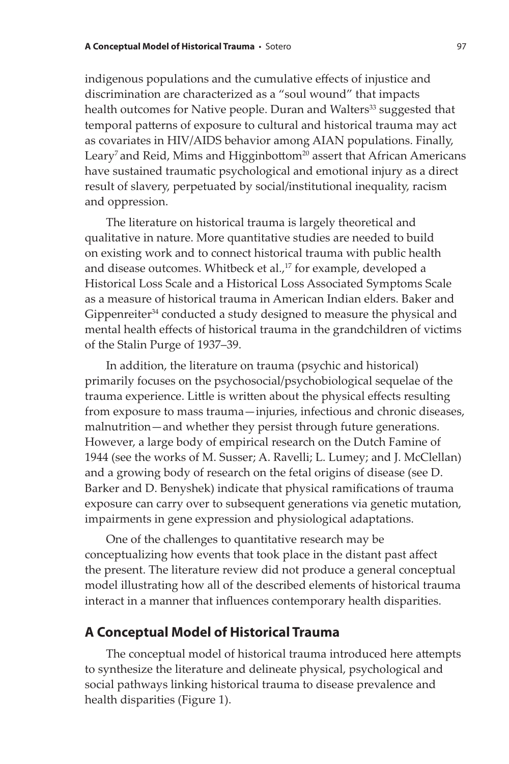indigenous populations and the cumulative effects of injustice and discrimination are characterized as a "soul wound" that impacts health outcomes for Native people. Duran and Walters[33] suggested that temporal patterns of exposure to cultural and historical trauma may act as covariates in HIV/AIDS behavior among AIAN populations. Finally, Leary[7] and Reid, Mims and Higginbottom[20] assert that African Americans have sustained traumatic psychological and emotional injury as a direct result of slavery, perpetuated by social/institutional inequality, racism and oppression.

The literature on historical trauma is largely theoretical and qualitative in nature. More quantitative studies are needed to build on existing work and to connect historical trauma with public health and disease outcomes. Whitbeck et al.,[17] for example, developed a Historical Loss Scale and a Historical Loss Associated Symptoms Scale as a measure of historical trauma in American Indian elders. Baker and Gippenreiter[34] conducted a study designed to measure the physical and mental health effects of historical trauma in the grandchildren of victims of the Stalin Purge of 1937–39.

In addition, the literature on trauma (psychic and historical) primarily focuses on the psychosocial/psychobiological sequelae of the trauma experience. Little is written about the physical effects resulting from exposure to mass trauma—injuries, infectious and chronic diseases, malnutrition—and whether they persist through future generations. However, a large body of empirical research on the Dutch Famine of 1944 (see the works of M. Susser; A. Ravelli; L. Lumey; and J. McClellan) and a growing body of research on the fetal origins of disease (see D. Barker and D. Benyshek) indicate that physical ramifications of trauma exposure can carry over to subsequent generations via genetic mutation, impairments in gene expression and physiological adaptations.

One of the challenges to quantitative research may be conceptualizing how events that took place in the distant past affect the present. The literature review did not produce a general conceptual model illustrating how all of the described elements of historical trauma interact in a manner that influences contemporary health disparities.

## A Conceptual Model of Historical Trauma

The conceptual model of historical trauma introduced here attempts to synthesize the literature and delineate physical, psychological and social pathways linking historical trauma to disease prevalence and health disparities (Figure 1).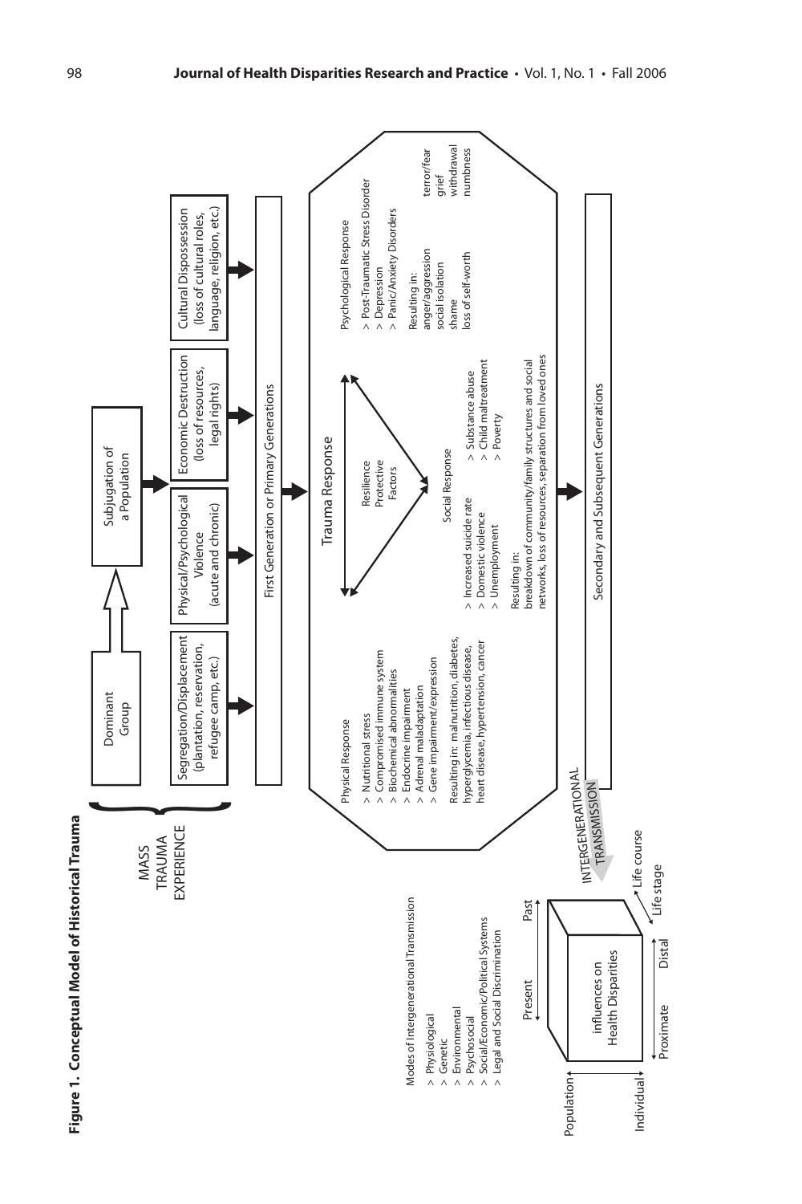**Figure 1. Conceptual Model of Historical Trauma**

MASS TRAUMA EXPERIENCE

Dominant Group → Subjugation of a Population

- Segregation/Displacement (plantation, reservation, refugee camp, etc.)
- Physical/Psychological Violence (acute and chronic)
- Economic Destruction (loss of resources, legal rights)
- Cultural Dispossession (loss of cultural roles, language, religion, etc.)

First Generation or Primary Generations

## Trauma Response

Resilience
Protective
Factors

**Physical Response**

- > Nutritional stress
- > Compromised immune system
- > Biochemical abnormalities
- > Endocrine impairment
- > Adrenal maladaptation
- > Gene impairment/expression

Resulting in: malnutrition, diabetes, hyperglycemia, infectious disease, heart disease, hypertension, cancer

**Social Response**

- > Increased suicide rate
- > Domestic violence
- > Unemployment
- > Substance abuse
- > Child maltreatment
- > Poverty

Resulting in:
breakdown of community/family structures and social networks, loss of resources, separation from loved ones

**Psychological Response**

- > Post-Traumatic Stress Disorder
- > Depression
- > Panic/Anxiety Disorders

Resulting in:
anger/aggression, social isolation, shame, loss of self-worth, terror/fear, grief, withdrawal, numbness

INTERGENERATIONAL TRANSMISSION

Secondary and Subsequent Generations

Modes of Intergenerational Transmission

- > Physiological
- > Genetic
- > Environmental
- > Psychosocial
- > Social/Economic/Political Systems
- > Legal and Social Discrimination

influences on Health Disparities

Population – Individual; Present – Past; Proximate – Distal; Life course – Life stage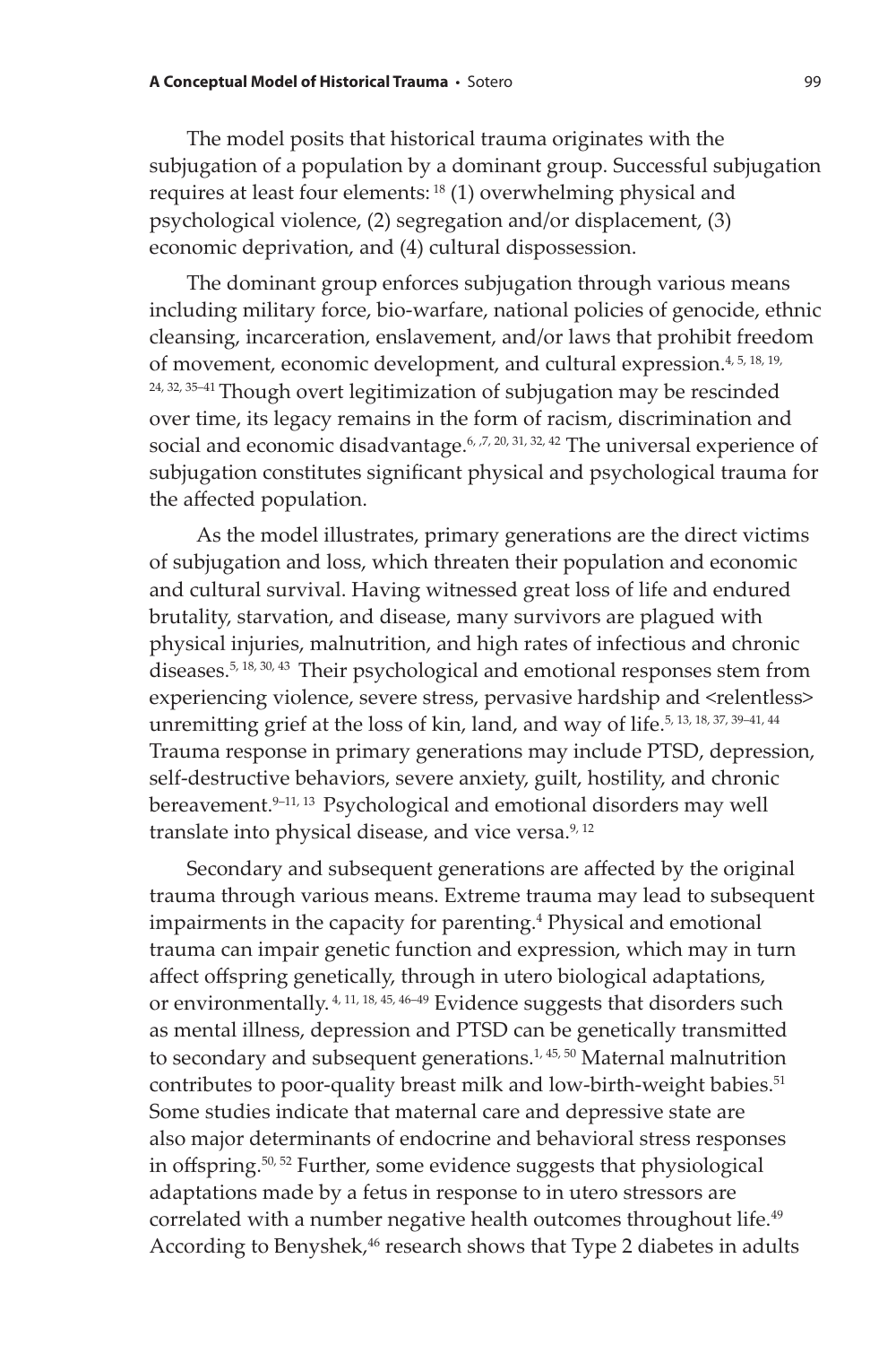The model posits that historical trauma originates with the subjugation of a population by a dominant group. Successful subjugation requires at least four elements: [18] (1) overwhelming physical and psychological violence, (2) segregation and/or displacement, (3) economic deprivation, and (4) cultural dispossession.

The dominant group enforces subjugation through various means including military force, bio-warfare, national policies of genocide, ethnic cleansing, incarceration, enslavement, and/or laws that prohibit freedom of movement, economic development, and cultural expression.[4, 5, 18, 19, 24, 32, 35–41] Though overt legitimization of subjugation may be rescinded over time, its legacy remains in the form of racism, discrimination and social and economic disadvantage.[6, ,7, 20, 31, 32, 42] The universal experience of subjugation constitutes significant physical and psychological trauma for the affected population.

As the model illustrates, primary generations are the direct victims of subjugation and loss, which threaten their population and economic and cultural survival. Having witnessed great loss of life and endured brutality, starvation, and disease, many survivors are plagued with physical injuries, malnutrition, and high rates of infectious and chronic diseases.[5, 18, 30, 43] Their psychological and emotional responses stem from experiencing violence, severe stress, pervasive hardship and <relentless> unremitting grief at the loss of kin, land, and way of life.[5, 13, 18, 37, 39–41, 44] Trauma response in primary generations may include PTSD, depression, self-destructive behaviors, severe anxiety, guilt, hostility, and chronic bereavement.[9–11, 13] Psychological and emotional disorders may well translate into physical disease, and vice versa.[9, 12]

Secondary and subsequent generations are affected by the original trauma through various means. Extreme trauma may lead to subsequent impairments in the capacity for parenting.[4] Physical and emotional trauma can impair genetic function and expression, which may in turn affect offspring genetically, through in utero biological adaptations, or environmentally.[4, 11, 18, 45, 46–49] Evidence suggests that disorders such as mental illness, depression and PTSD can be genetically transmitted to secondary and subsequent generations.[1, 45, 50] Maternal malnutrition contributes to poor-quality breast milk and low-birth-weight babies.[51] Some studies indicate that maternal care and depressive state are also major determinants of endocrine and behavioral stress responses in offspring.[50, 52] Further, some evidence suggests that physiological adaptations made by a fetus in response to in utero stressors are correlated with a number negative health outcomes throughout life.[49] According to Benyshek,[46] research shows that Type 2 diabetes in adults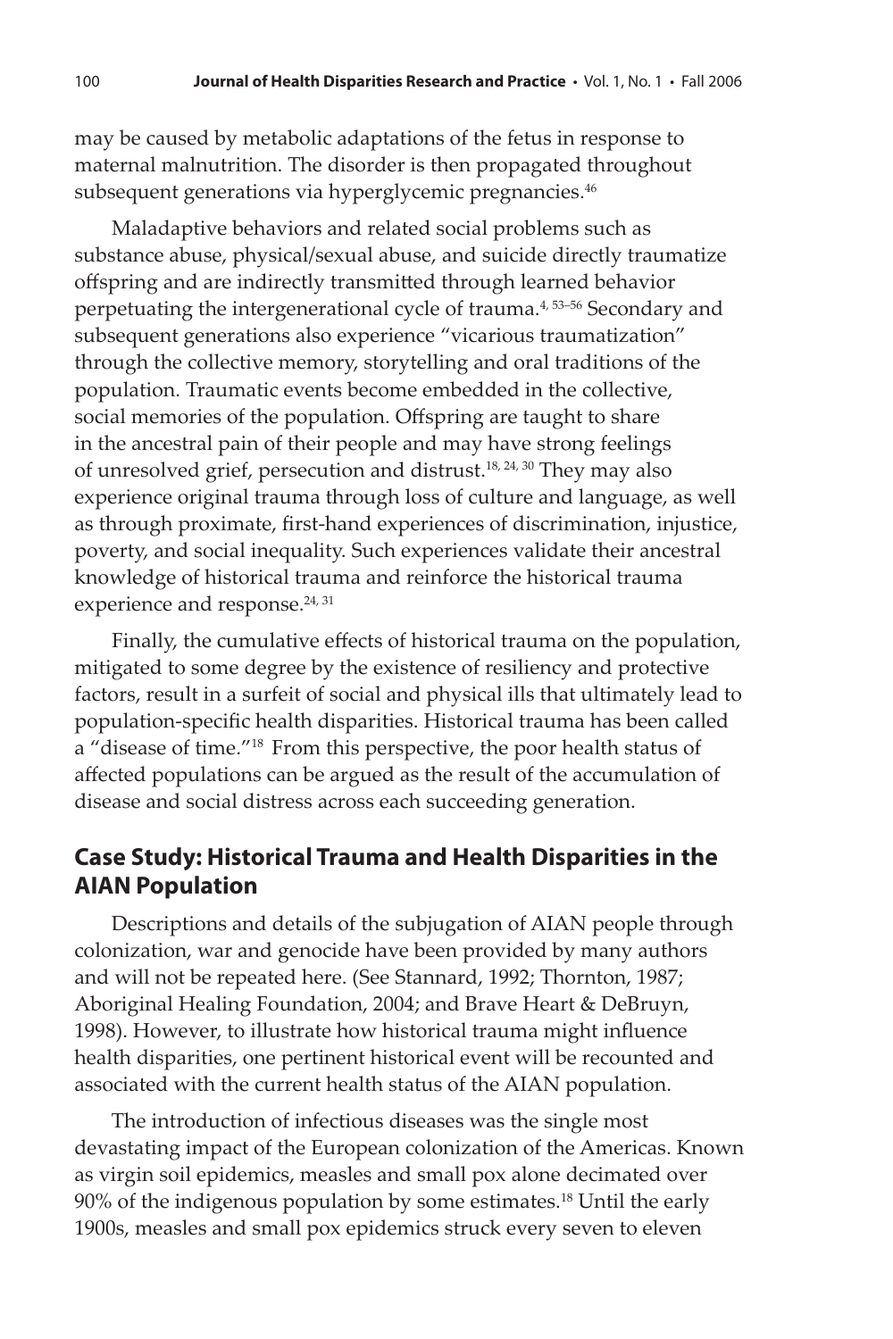may be caused by metabolic adaptations of the fetus in response to maternal malnutrition. The disorder is then propagated throughout subsequent generations via hyperglycemic pregnancies.[46]

Maladaptive behaviors and related social problems such as substance abuse, physical/sexual abuse, and suicide directly traumatize offspring and are indirectly transmitted through learned behavior perpetuating the intergenerational cycle of trauma.[4, 53–56] Secondary and subsequent generations also experience "vicarious traumatization" through the collective memory, storytelling and oral traditions of the population. Traumatic events become embedded in the collective, social memories of the population. Offspring are taught to share in the ancestral pain of their people and may have strong feelings of unresolved grief, persecution and distrust.[18, 24, 30] They may also experience original trauma through loss of culture and language, as well as through proximate, first-hand experiences of discrimination, injustice, poverty, and social inequality. Such experiences validate their ancestral knowledge of historical trauma and reinforce the historical trauma experience and response.[24, 31]

Finally, the cumulative effects of historical trauma on the population, mitigated to some degree by the existence of resiliency and protective factors, result in a surfeit of social and physical ills that ultimately lead to population-specific health disparities. Historical trauma has been called a "disease of time."[18] From this perspective, the poor health status of affected populations can be argued as the result of the accumulation of disease and social distress across each succeeding generation.

## Case Study: Historical Trauma and Health Disparities in the AIAN Population

Descriptions and details of the subjugation of AIAN people through colonization, war and genocide have been provided by many authors and will not be repeated here. (See Stannard, 1992; Thornton, 1987; Aboriginal Healing Foundation, 2004; and Brave Heart & DeBruyn, 1998). However, to illustrate how historical trauma might influence health disparities, one pertinent historical event will be recounted and associated with the current health status of the AIAN population.

The introduction of infectious diseases was the single most devastating impact of the European colonization of the Americas. Known as virgin soil epidemics, measles and small pox alone decimated over 90% of the indigenous population by some estimates.[18] Until the early 1900s, measles and small pox epidemics struck every seven to eleven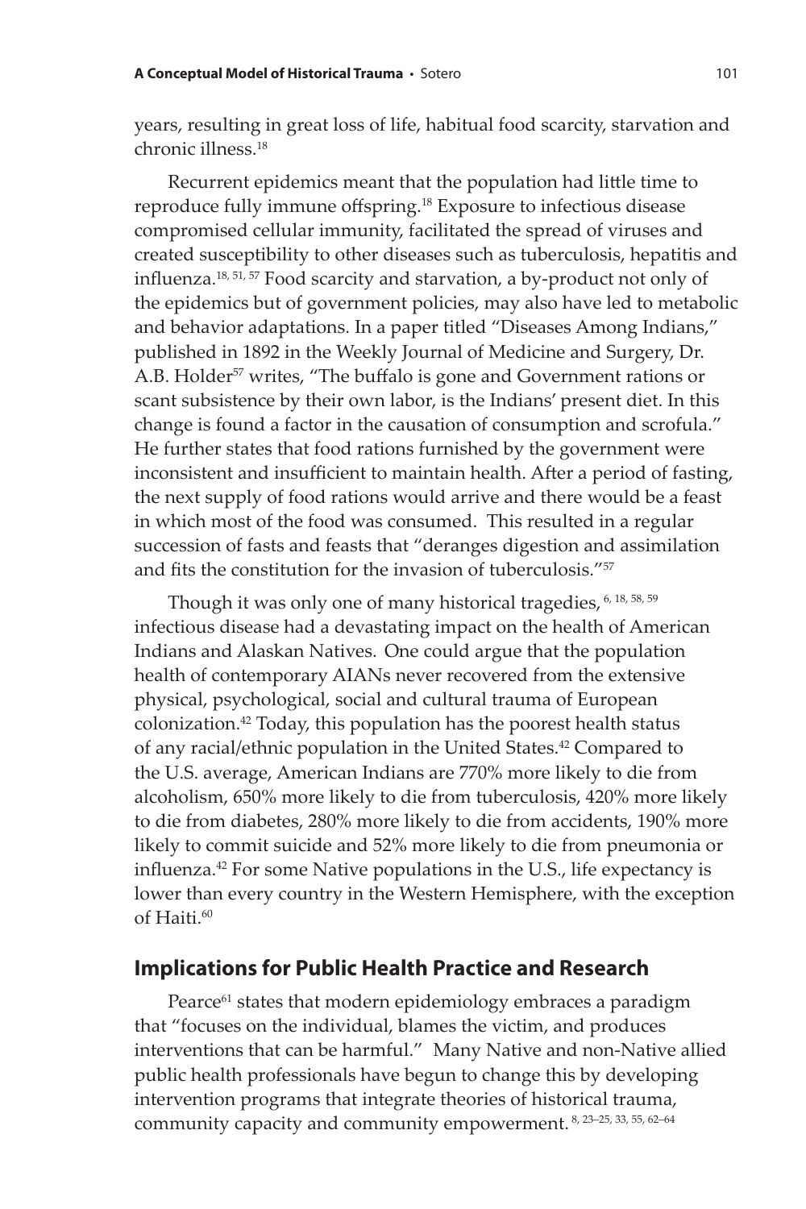years, resulting in great loss of life, habitual food scarcity, starvation and chronic illness.[18]

Recurrent epidemics meant that the population had little time to reproduce fully immune offspring.[18] Exposure to infectious disease compromised cellular immunity, facilitated the spread of viruses and created susceptibility to other diseases such as tuberculosis, hepatitis and influenza.[18, 51, 57] Food scarcity and starvation, a by-product not only of the epidemics but of government policies, may also have led to metabolic and behavior adaptations. In a paper titled "Diseases Among Indians," published in 1892 in the Weekly Journal of Medicine and Surgery, Dr. A.B. Holder[57] writes, "The buffalo is gone and Government rations or scant subsistence by their own labor, is the Indians' present diet. In this change is found a factor in the causation of consumption and scrofula." He further states that food rations furnished by the government were inconsistent and insufficient to maintain health. After a period of fasting, the next supply of food rations would arrive and there would be a feast in which most of the food was consumed. This resulted in a regular succession of fasts and feasts that "deranges digestion and assimilation and fits the constitution for the invasion of tuberculosis."[57]

Though it was only one of many historical tragedies,[6, 18, 58, 59] infectious disease had a devastating impact on the health of American Indians and Alaskan Natives. One could argue that the population health of contemporary AIANs never recovered from the extensive physical, psychological, social and cultural trauma of European colonization.[42] Today, this population has the poorest health status of any racial/ethnic population in the United States.[42] Compared to the U.S. average, American Indians are 770% more likely to die from alcoholism, 650% more likely to die from tuberculosis, 420% more likely to die from diabetes, 280% more likely to die from accidents, 190% more likely to commit suicide and 52% more likely to die from pneumonia or influenza.[42] For some Native populations in the U.S., life expectancy is lower than every country in the Western Hemisphere, with the exception of Haiti.[60]

## Implications for Public Health Practice and Research

Pearce[61] states that modern epidemiology embraces a paradigm that "focuses on the individual, blames the victim, and produces interventions that can be harmful." Many Native and non-Native allied public health professionals have begun to change this by developing intervention programs that integrate theories of historical trauma, community capacity and community empowerment.[8, 23–25, 33, 55, 62–64]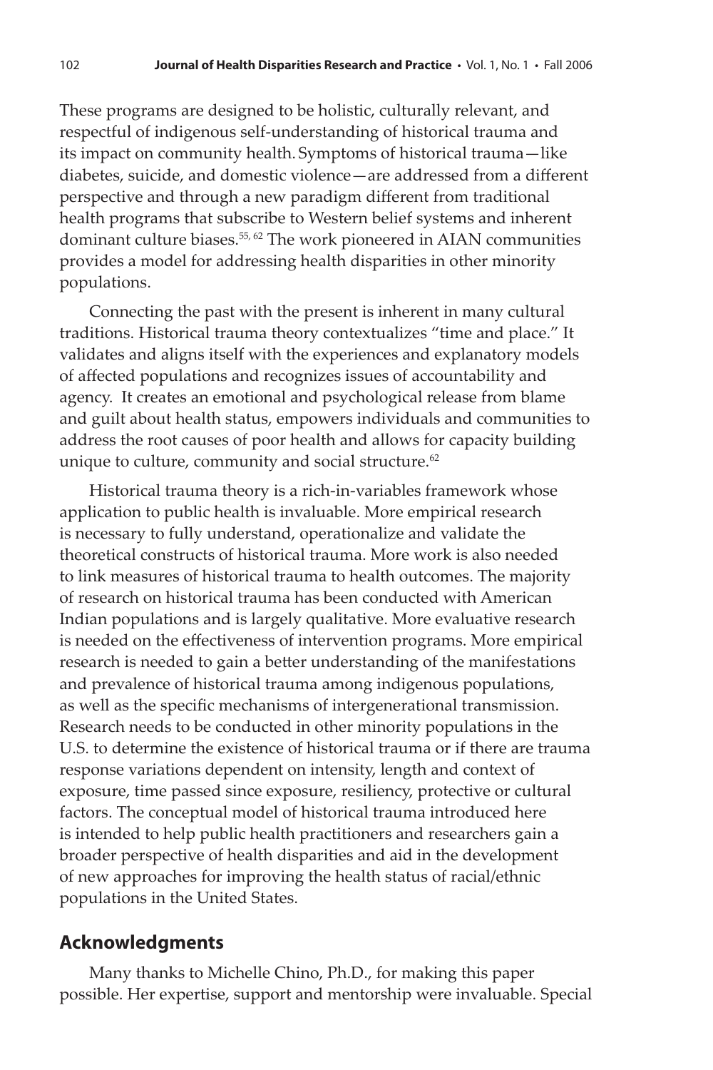These programs are designed to be holistic, culturally relevant, and respectful of indigenous self-understanding of historical trauma and its impact on community health. Symptoms of historical trauma—like diabetes, suicide, and domestic violence—are addressed from a different perspective and through a new paradigm different from traditional health programs that subscribe to Western belief systems and inherent dominant culture biases.[55, 62] The work pioneered in AIAN communities provides a model for addressing health disparities in other minority populations.

Connecting the past with the present is inherent in many cultural traditions. Historical trauma theory contextualizes "time and place." It validates and aligns itself with the experiences and explanatory models of affected populations and recognizes issues of accountability and agency. It creates an emotional and psychological release from blame and guilt about health status, empowers individuals and communities to address the root causes of poor health and allows for capacity building unique to culture, community and social structure.[62]

Historical trauma theory is a rich-in-variables framework whose application to public health is invaluable. More empirical research is necessary to fully understand, operationalize and validate the theoretical constructs of historical trauma. More work is also needed to link measures of historical trauma to health outcomes. The majority of research on historical trauma has been conducted with American Indian populations and is largely qualitative. More evaluative research is needed on the effectiveness of intervention programs. More empirical research is needed to gain a better understanding of the manifestations and prevalence of historical trauma among indigenous populations, as well as the specific mechanisms of intergenerational transmission. Research needs to be conducted in other minority populations in the U.S. to determine the existence of historical trauma or if there are trauma response variations dependent on intensity, length and context of exposure, time passed since exposure, resiliency, protective or cultural factors. The conceptual model of historical trauma introduced here is intended to help public health practitioners and researchers gain a broader perspective of health disparities and aid in the development of new approaches for improving the health status of racial/ethnic populations in the United States.

## Acknowledgments

Many thanks to Michelle Chino, Ph.D., for making this paper possible. Her expertise, support and mentorship were invaluable. Special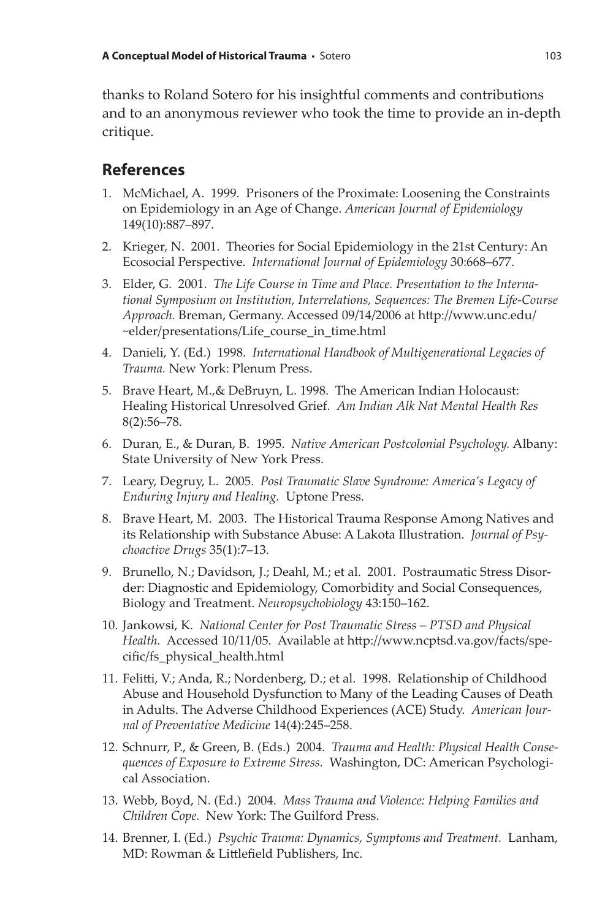thanks to Roland Sotero for his insightful comments and contributions and to an anonymous reviewer who took the time to provide an in-depth critique.

## References

1. McMichael, A. 1999. Prisoners of the Proximate: Loosening the Constraints on Epidemiology in an Age of Change. *American Journal of Epidemiology* 149(10):887–897.
2. Krieger, N. 2001. Theories for Social Epidemiology in the 21st Century: An Ecosocial Perspective. *International Journal of Epidemiology* 30:668–677.
3. Elder, G. 2001. *The Life Course in Time and Place. Presentation to the International Symposium on Institution, Interrelations, Sequences: The Bremen Life-Course Approach.* Breman, Germany. Accessed 09/14/2006 at http://www.unc.edu/~elder/presentations/Life_course_in_time.html
4. Danieli, Y. (Ed.) 1998. *International Handbook of Multigenerational Legacies of Trauma.* New York: Plenum Press.
5. Brave Heart, M.,& DeBruyn, L. 1998. The American Indian Holocaust: Healing Historical Unresolved Grief. *Am Indian Alk Nat Mental Health Res* 8(2):56–78.
6. Duran, E., & Duran, B. 1995. *Native American Postcolonial Psychology.* Albany: State University of New York Press.
7. Leary, Degruy, L. 2005. *Post Traumatic Slave Syndrome: America's Legacy of Enduring Injury and Healing.* Uptone Press.
8. Brave Heart, M. 2003. The Historical Trauma Response Among Natives and its Relationship with Substance Abuse: A Lakota Illustration. *Journal of Psychoactive Drugs* 35(1):7–13.
9. Brunello, N.; Davidson, J.; Deahl, M.; et al. 2001. Postraumatic Stress Disorder: Diagnostic and Epidemiology, Comorbidity and Social Consequences, Biology and Treatment. *Neuropsychobiology* 43:150–162.
10. Jankowsi, K. *National Center for Post Traumatic Stress – PTSD and Physical Health.* Accessed 10/11/05. Available at http://www.ncptsd.va.gov/facts/specific/fs_physical_health.html
11. Felitti, V.; Anda, R.; Nordenberg, D.; et al. 1998. Relationship of Childhood Abuse and Household Dysfunction to Many of the Leading Causes of Death in Adults. The Adverse Childhood Experiences (ACE) Study. *American Journal of Preventative Medicine* 14(4):245–258.
12. Schnurr, P., & Green, B. (Eds.) 2004. *Trauma and Health: Physical Health Consequences of Exposure to Extreme Stress.* Washington, DC: American Psychological Association.
13. Webb, Boyd, N. (Ed.) 2004. *Mass Trauma and Violence: Helping Families and Children Cope.* New York: The Guilford Press.
14. Brenner, I. (Ed.) *Psychic Trauma: Dynamics, Symptoms and Treatment.* Lanham, MD: Rowman & Littlefield Publishers, Inc.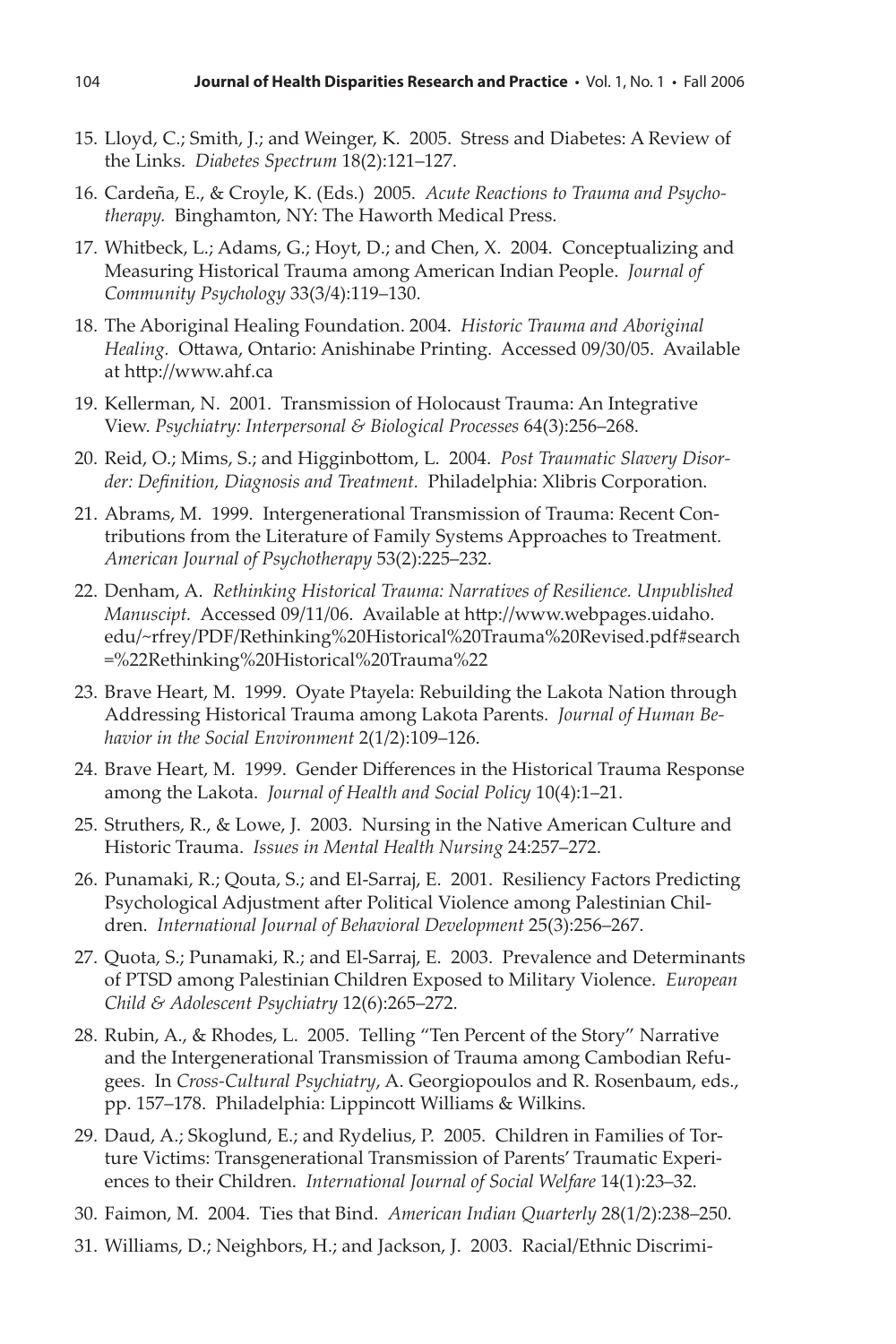15. Lloyd, C.; Smith, J.; and Weinger, K. 2005. Stress and Diabetes: A Review of the Links. *Diabetes Spectrum* 18(2):121–127.
16. Cardeña, E., & Croyle, K. (Eds.) 2005. *Acute Reactions to Trauma and Psychotherapy.* Binghamton, NY: The Haworth Medical Press.
17. Whitbeck, L.; Adams, G.; Hoyt, D.; and Chen, X. 2004. Conceptualizing and Measuring Historical Trauma among American Indian People. *Journal of Community Psychology* 33(3/4):119–130.
18. The Aboriginal Healing Foundation. 2004. *Historic Trauma and Aboriginal Healing.* Ottawa, Ontario: Anishinabe Printing. Accessed 09/30/05. Available at http://www.ahf.ca
19. Kellerman, N. 2001. Transmission of Holocaust Trauma: An Integrative View. *Psychiatry: Interpersonal & Biological Processes* 64(3):256–268.
20. Reid, O.; Mims, S.; and Higginbottom, L. 2004. *Post Traumatic Slavery Disorder: Definition, Diagnosis and Treatment.* Philadelphia: Xlibris Corporation.
21. Abrams, M. 1999. Intergenerational Transmission of Trauma: Recent Contributions from the Literature of Family Systems Approaches to Treatment. *American Journal of Psychotherapy* 53(2):225–232.
22. Denham, A. *Rethinking Historical Trauma: Narratives of Resilience. Unpublished Manuscipt.* Accessed 09/11/06. Available at http://www.webpages.uidaho.edu/~rfrey/PDF/Rethinking%20Historical%20Trauma%20Revised.pdf#search=%22Rethinking%20Historical%20Trauma%22
23. Brave Heart, M. 1999. Oyate Ptayela: Rebuilding the Lakota Nation through Addressing Historical Trauma among Lakota Parents. *Journal of Human Behavior in the Social Environment* 2(1/2):109–126.
24. Brave Heart, M. 1999. Gender Differences in the Historical Trauma Response among the Lakota. *Journal of Health and Social Policy* 10(4):1–21.
25. Struthers, R., & Lowe, J. 2003. Nursing in the Native American Culture and Historic Trauma. *Issues in Mental Health Nursing* 24:257–272.
26. Punamaki, R.; Qouta, S.; and El-Sarraj, E. 2001. Resiliency Factors Predicting Psychological Adjustment after Political Violence among Palestinian Children. *International Journal of Behavioral Development* 25(3):256–267.
27. Quota, S.; Punamaki, R.; and El-Sarraj, E. 2003. Prevalence and Determinants of PTSD among Palestinian Children Exposed to Military Violence. *European Child & Adolescent Psychiatry* 12(6):265–272.
28. Rubin, A., & Rhodes, L. 2005. Telling "Ten Percent of the Story" Narrative and the Intergenerational Transmission of Trauma among Cambodian Refugees. In *Cross-Cultural Psychiatry*, A. Georgiopoulos and R. Rosenbaum, eds., pp. 157–178. Philadelphia: Lippincott Williams & Wilkins.
29. Daud, A.; Skoglund, E.; and Rydelius, P. 2005. Children in Families of Torture Victims: Transgenerational Transmission of Parents' Traumatic Experiences to their Children. *International Journal of Social Welfare* 14(1):23–32.
30. Faimon, M. 2004. Ties that Bind. *American Indian Quarterly* 28(1/2):238–250.
31. Williams, D.; Neighbors, H.; and Jackson, J. 2003. Racial/Ethnic Discrimi-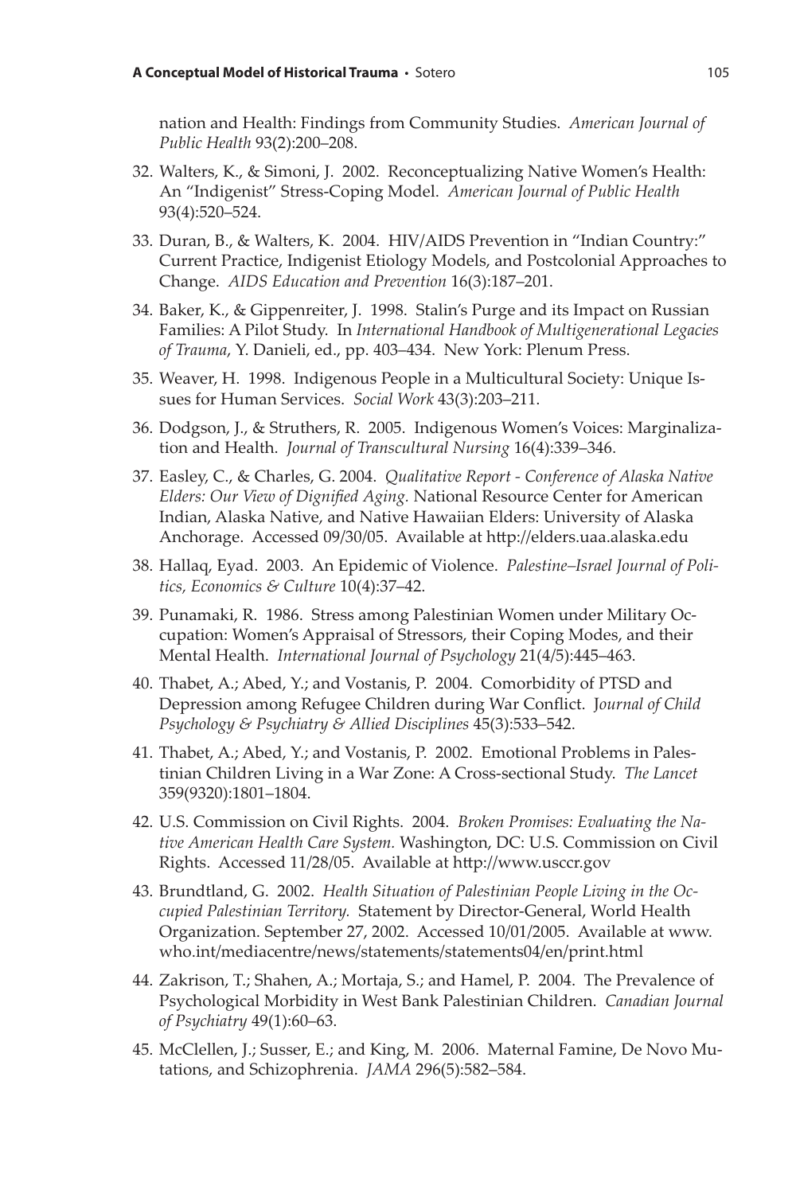nation and Health: Findings from Community Studies. *American Journal of Public Health* 93(2):200–208.

32. Walters, K., & Simoni, J. 2002. Reconceptualizing Native Women's Health: An "Indigenist" Stress-Coping Model. *American Journal of Public Health* 93(4):520–524.

33. Duran, B., & Walters, K. 2004. HIV/AIDS Prevention in "Indian Country:" Current Practice, Indigenist Etiology Models, and Postcolonial Approaches to Change. *AIDS Education and Prevention* 16(3):187–201.

34. Baker, K., & Gippenreiter, J. 1998. Stalin's Purge and its Impact on Russian Families: A Pilot Study. In *International Handbook of Multigenerational Legacies of Trauma*, Y. Danieli, ed., pp. 403–434. New York: Plenum Press.

35. Weaver, H. 1998. Indigenous People in a Multicultural Society: Unique Issues for Human Services. *Social Work* 43(3):203–211.

36. Dodgson, J., & Struthers, R. 2005. Indigenous Women's Voices: Marginalization and Health. *Journal of Transcultural Nursing* 16(4):339–346.

37. Easley, C., & Charles, G. 2004. *Qualitative Report - Conference of Alaska Native Elders: Our View of Dignified Aging.* National Resource Center for American Indian, Alaska Native, and Native Hawaiian Elders: University of Alaska Anchorage. Accessed 09/30/05. Available at http://elders.uaa.alaska.edu

38. Hallaq, Eyad. 2003. An Epidemic of Violence. *Palestine–Israel Journal of Politics, Economics & Culture* 10(4):37–42.

39. Punamaki, R. 1986. Stress among Palestinian Women under Military Occupation: Women's Appraisal of Stressors, their Coping Modes, and their Mental Health. *International Journal of Psychology* 21(4/5):445–463.

40. Thabet, A.; Abed, Y.; and Vostanis, P. 2004. Comorbidity of PTSD and Depression among Refugee Children during War Conflict. *Journal of Child Psychology & Psychiatry & Allied Disciplines* 45(3):533–542.

41. Thabet, A.; Abed, Y.; and Vostanis, P. 2002. Emotional Problems in Palestinian Children Living in a War Zone: A Cross-sectional Study. *The Lancet* 359(9320):1801–1804.

42. U.S. Commission on Civil Rights. 2004. *Broken Promises: Evaluating the Native American Health Care System.* Washington, DC: U.S. Commission on Civil Rights. Accessed 11/28/05. Available at http://www.usccr.gov

43. Brundtland, G. 2002. *Health Situation of Palestinian People Living in the Occupied Palestinian Territory.* Statement by Director-General, World Health Organization. September 27, 2002. Accessed 10/01/2005. Available at www.who.int/mediacentre/news/statements/statements04/en/print.html

44. Zakrison, T.; Shahen, A.; Mortaja, S.; and Hamel, P. 2004. The Prevalence of Psychological Morbidity in West Bank Palestinian Children. *Canadian Journal of Psychiatry* 49(1):60–63.

45. McClellen, J.; Susser, E.; and King, M. 2006. Maternal Famine, De Novo Mutations, and Schizophrenia. *JAMA* 296(5):582–584.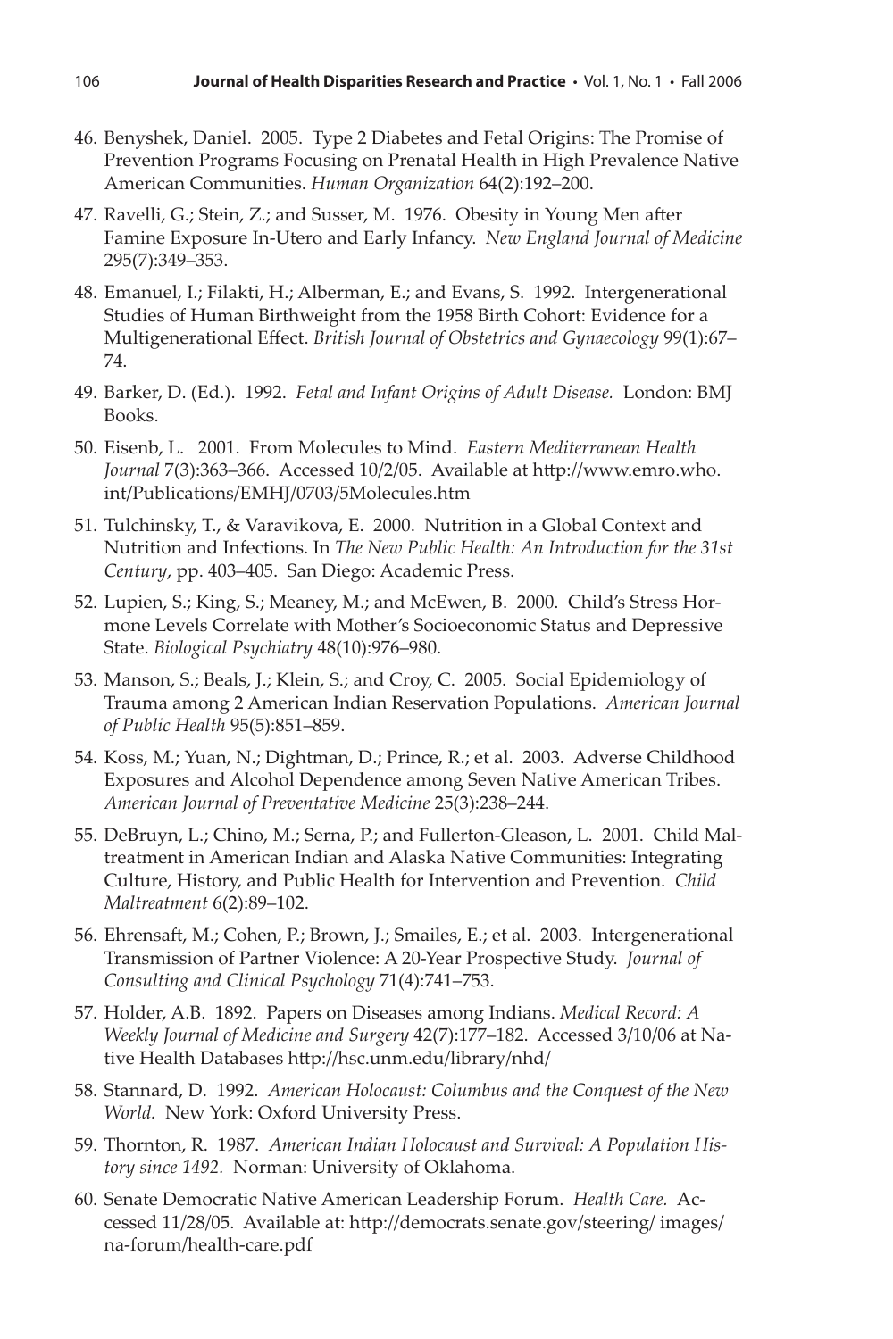46. Benyshek, Daniel. 2005. Type 2 Diabetes and Fetal Origins: The Promise of Prevention Programs Focusing on Prenatal Health in High Prevalence Native American Communities. *Human Organization* 64(2):192–200.

47. Ravelli, G.; Stein, Z.; and Susser, M. 1976. Obesity in Young Men after Famine Exposure In-Utero and Early Infancy. *New England Journal of Medicine* 295(7):349–353.

48. Emanuel, I.; Filakti, H.; Alberman, E.; and Evans, S. 1992. Intergenerational Studies of Human Birthweight from the 1958 Birth Cohort: Evidence for a Multigenerational Effect. *British Journal of Obstetrics and Gynaecology* 99(1):67–74.

49. Barker, D. (Ed.). 1992. *Fetal and Infant Origins of Adult Disease.* London: BMJ Books.

50. Eisenb, L. 2001. From Molecules to Mind. *Eastern Mediterranean Health Journal* 7(3):363–366. Accessed 10/2/05. Available at http://www.emro.who.int/Publications/EMHJ/0703/5Molecules.htm

51. Tulchinsky, T., & Varavikova, E. 2000. Nutrition in a Global Context and Nutrition and Infections. In *The New Public Health: An Introduction for the 31st Century*, pp. 403–405. San Diego: Academic Press.

52. Lupien, S.; King, S.; Meaney, M.; and McEwen, B. 2000. Child's Stress Hormone Levels Correlate with Mother's Socioeconomic Status and Depressive State. *Biological Psychiatry* 48(10):976–980.

53. Manson, S.; Beals, J.; Klein, S.; and Croy, C. 2005. Social Epidemiology of Trauma among 2 American Indian Reservation Populations. *American Journal of Public Health* 95(5):851–859.

54. Koss, M.; Yuan, N.; Dightman, D.; Prince, R.; et al. 2003. Adverse Childhood Exposures and Alcohol Dependence among Seven Native American Tribes. *American Journal of Preventative Medicine* 25(3):238–244.

55. DeBruyn, L.; Chino, M.; Serna, P.; and Fullerton-Gleason, L. 2001. Child Maltreatment in American Indian and Alaska Native Communities: Integrating Culture, History, and Public Health for Intervention and Prevention. *Child Maltreatment* 6(2):89–102.

56. Ehrensaft, M.; Cohen, P.; Brown, J.; Smailes, E.; et al. 2003. Intergenerational Transmission of Partner Violence: A 20-Year Prospective Study. *Journal of Consulting and Clinical Psychology* 71(4):741–753.

57. Holder, A.B. 1892. Papers on Diseases among Indians. *Medical Record: A Weekly Journal of Medicine and Surgery* 42(7):177–182. Accessed 3/10/06 at Native Health Databases http://hsc.unm.edu/library/nhd/

58. Stannard, D. 1992. *American Holocaust: Columbus and the Conquest of the New World.* New York: Oxford University Press.

59. Thornton, R. 1987. *American Indian Holocaust and Survival: A Population History since 1492.* Norman: University of Oklahoma.

60. Senate Democratic Native American Leadership Forum. *Health Care.* Accessed 11/28/05. Available at: http://democrats.senate.gov/steering/ images/na-forum/health-care.pdf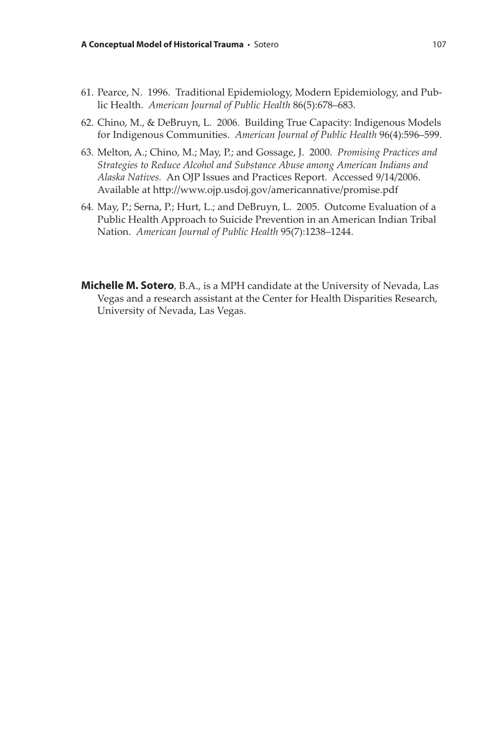61. Pearce, N. 1996. Traditional Epidemiology, Modern Epidemiology, and Public Health. *American Journal of Public Health* 86(5):678–683.
62. Chino, M., & DeBruyn, L. 2006. Building True Capacity: Indigenous Models for Indigenous Communities. *American Journal of Public Health* 96(4):596–599.
63. Melton, A.; Chino, M.; May, P.; and Gossage, J. 2000. *Promising Practices and Strategies to Reduce Alcohol and Substance Abuse among American Indians and Alaska Natives.* An OJP Issues and Practices Report. Accessed 9/14/2006. Available at http://www.ojp.usdoj.gov/americannative/promise.pdf
64. May, P.; Serna, P.; Hurt, L.; and DeBruyn, L. 2005. Outcome Evaluation of a Public Health Approach to Suicide Prevention in an American Indian Tribal Nation. *American Journal of Public Health* 95(7):1238–1244.

**Michelle M. Sotero**, B.A., is a MPH candidate at the University of Nevada, Las Vegas and a research assistant at the Center for Health Disparities Research, University of Nevada, Las Vegas.